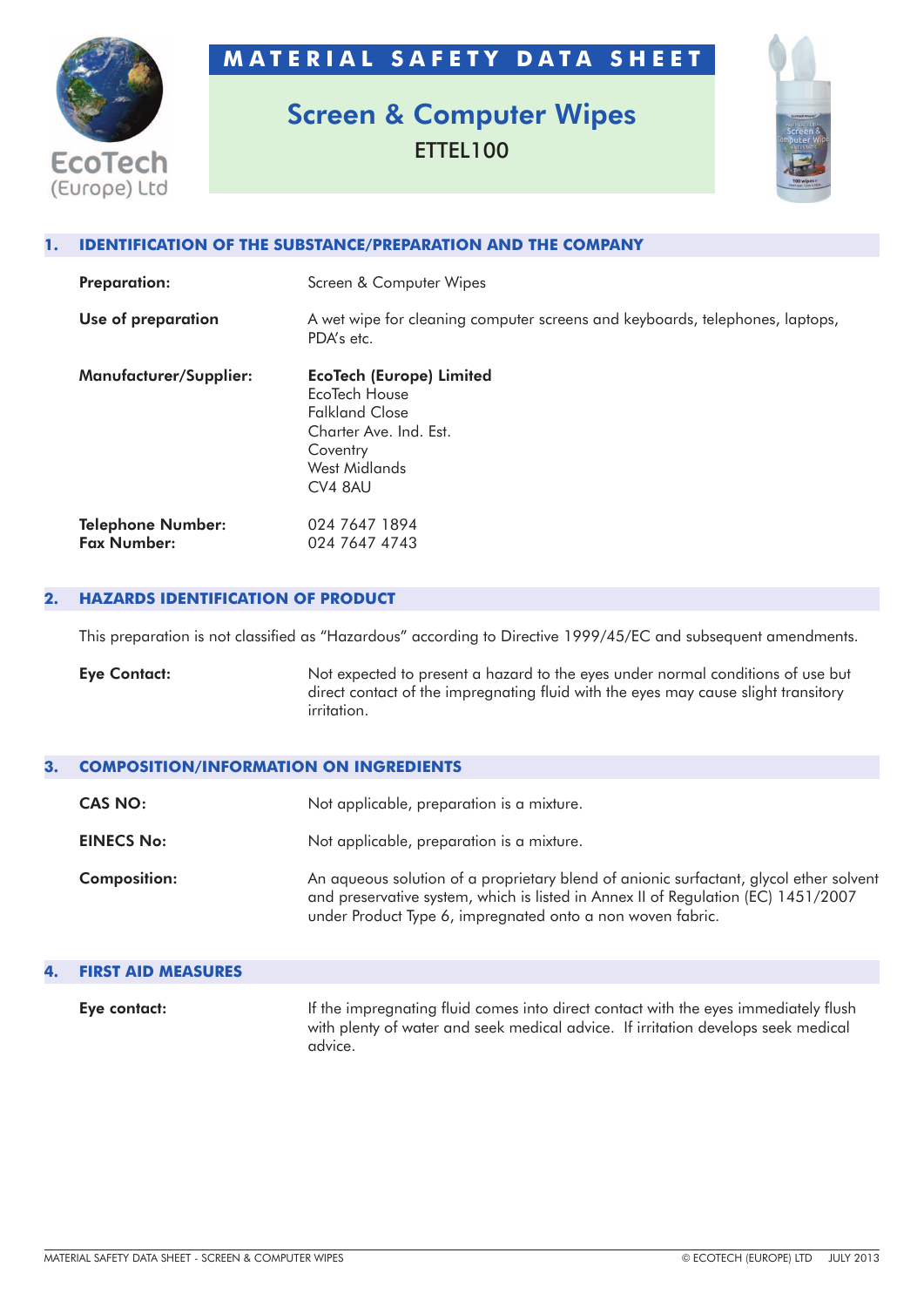EcoTech (Europe) Ltd

# MATERIAL SAFETY DATA SHEET

## Screen & Computer Wipes

ETTEL100

## 1. IDENTIFICATION OF THE SUBSTANCE/PREPARATION AND THE COMPANY

**Preparation:** Screen & Computer Wipes

**Use of preparation** A wet wipe for cleaning computer screens and keyboards, telephones, laptops, PDA's etc.

**Manufacturer/Supplier:**
**EcoTech (Europe) Limited**
EcoTech House
Falkland Close
Charter Ave. Ind. Est.
Coventry
West Midlands
CV4 8AU

**Telephone Number:** 024 7647 1894
**Fax Number:** 024 7647 4743

## 2. HAZARDS IDENTIFICATION OF PRODUCT

This preparation is not classified as "Hazardous" according to Directive 1999/45/EC and subsequent amendments.

**Eye Contact:** Not expected to present a hazard to the eyes under normal conditions of use but direct contact of the impregnating fluid with the eyes may cause slight transitory irritation.

## 3. COMPOSITION/INFORMATION ON INGREDIENTS

**CAS NO:** Not applicable, preparation is a mixture.

**EINECS No:** Not applicable, preparation is a mixture.

**Composition:** An aqueous solution of a proprietary blend of anionic surfactant, glycol ether solvent and preservative system, which is listed in Annex II of Regulation (EC) 1451/2007 under Product Type 6, impregnated onto a non woven fabric.

## 4. FIRST AID MEASURES

**Eye contact:** If the impregnating fluid comes into direct contact with the eyes immediately flush with plenty of water and seek medical advice. If irritation develops seek medical advice.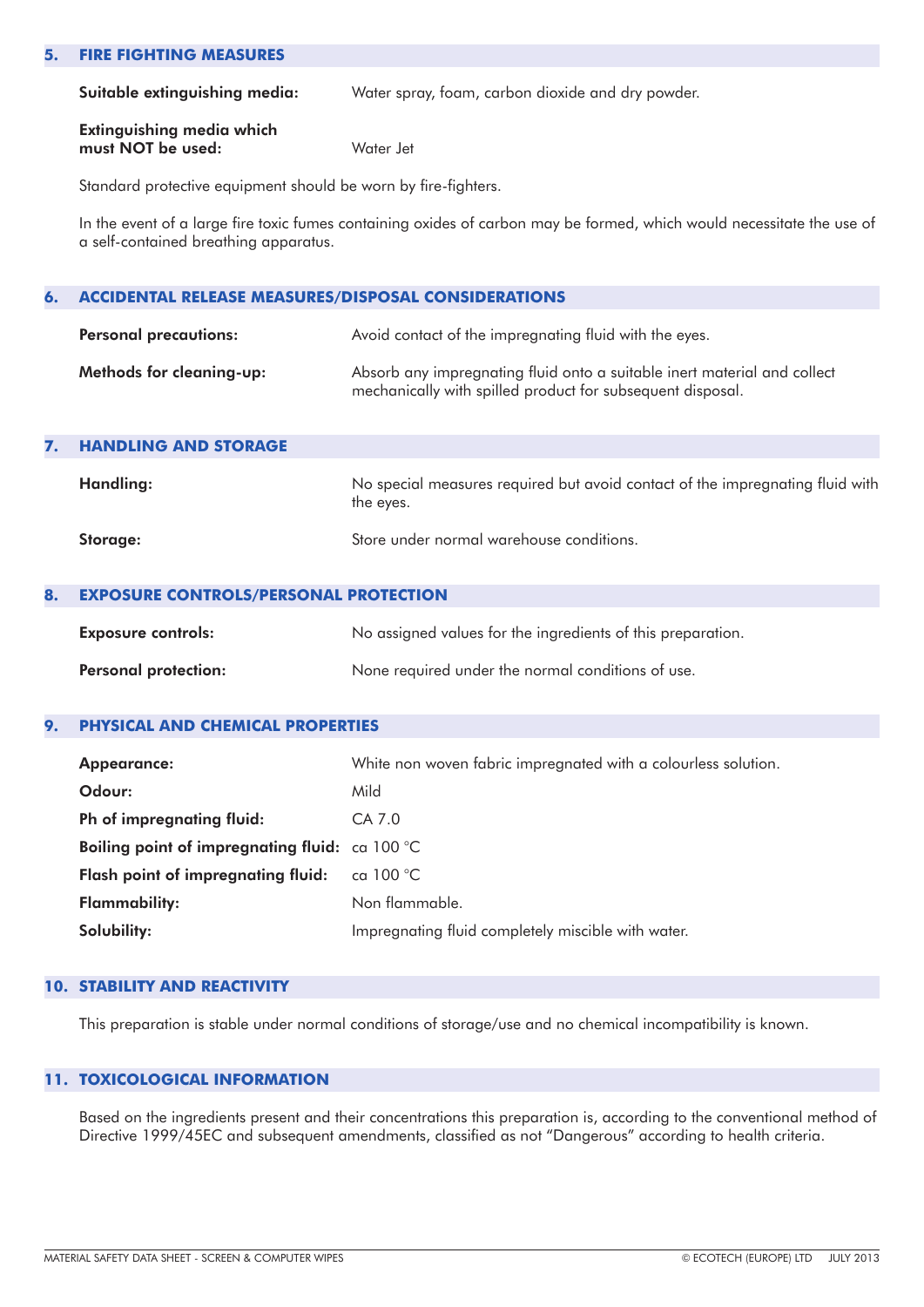## 5. FIRE FIGHTING MEASURES

**Suitable extinguishing media:** Water spray, foam, carbon dioxide and dry powder.

**Extinguishing media which must NOT be used:** Water Jet

Standard protective equipment should be worn by fire-fighters.

In the event of a large fire toxic fumes containing oxides of carbon may be formed, which would necessitate the use of a self-contained breathing apparatus.

## 6. ACCIDENTAL RELEASE MEASURES/DISPOSAL CONSIDERATIONS

**Personal precautions:** Avoid contact of the impregnating fluid with the eyes.

**Methods for cleaning-up:** Absorb any impregnating fluid onto a suitable inert material and collect mechanically with spilled product for subsequent disposal.

## 7. HANDLING AND STORAGE

**Handling:** No special measures required but avoid contact of the impregnating fluid with the eyes.

**Storage:** Store under normal warehouse conditions.

## 8. EXPOSURE CONTROLS/PERSONAL PROTECTION

**Exposure controls:** No assigned values for the ingredients of this preparation.

**Personal protection:** None required under the normal conditions of use.

## 9. PHYSICAL AND CHEMICAL PROPERTIES

**Appearance:** White non woven fabric impregnated with a colourless solution.

**Odour:** Mild

**Ph of impregnating fluid:** CA 7.0

**Boiling point of impregnating fluid:** ca 100 °C

**Flash point of impregnating fluid:** ca 100 °C

**Flammability:** Non flammable.

**Solubility:** Impregnating fluid completely miscible with water.

## 10. STABILITY AND REACTIVITY

This preparation is stable under normal conditions of storage/use and no chemical incompatibility is known.

## 11. TOXICOLOGICAL INFORMATION

Based on the ingredients present and their concentrations this preparation is, according to the conventional method of Directive 1999/45EC and subsequent amendments, classified as not "Dangerous" according to health criteria.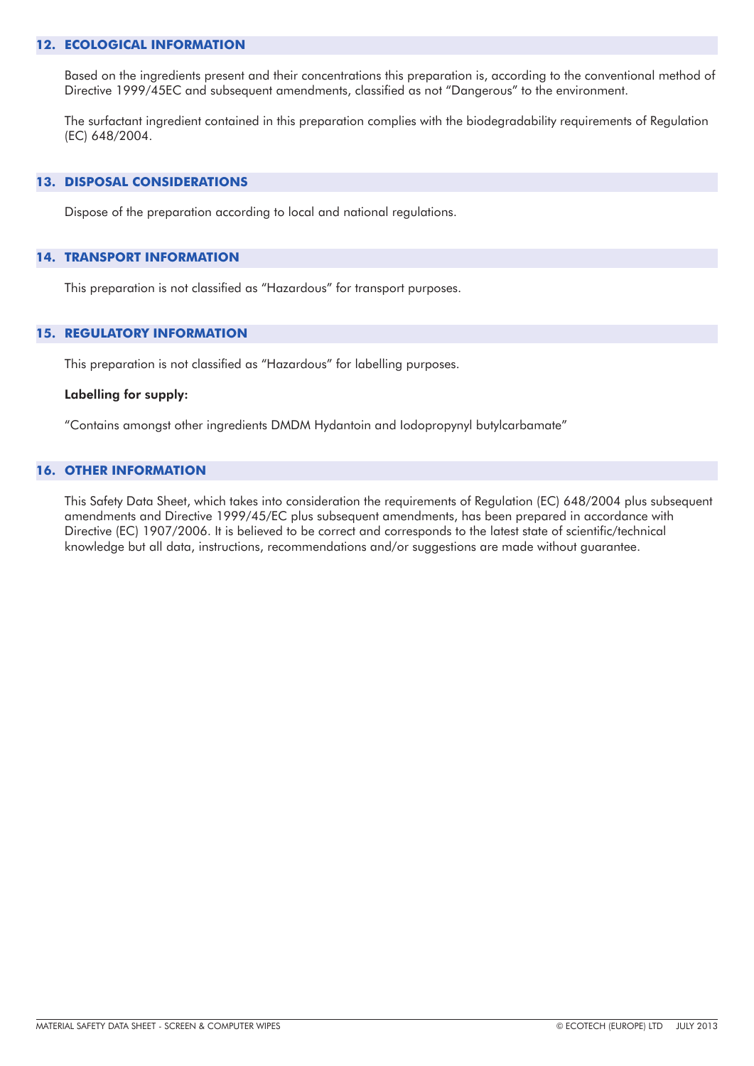## 12. ECOLOGICAL INFORMATION

Based on the ingredients present and their concentrations this preparation is, according to the conventional method of Directive 1999/45EC and subsequent amendments, classified as not "Dangerous" to the environment.

The surfactant ingredient contained in this preparation complies with the biodegradability requirements of Regulation (EC) 648/2004.

## 13. DISPOSAL CONSIDERATIONS

Dispose of the preparation according to local and national regulations.

## 14. TRANSPORT INFORMATION

This preparation is not classified as "Hazardous" for transport purposes.

## 15. REGULATORY INFORMATION

This preparation is not classified as "Hazardous" for labelling purposes.

**Labelling for supply:**

"Contains amongst other ingredients DMDM Hydantoin and Iodopropynyl butylcarbamate"

## 16. OTHER INFORMATION

This Safety Data Sheet, which takes into consideration the requirements of Regulation (EC) 648/2004 plus subsequent amendments and Directive 1999/45/EC plus subsequent amendments, has been prepared in accordance with Directive (EC) 1907/2006. It is believed to be correct and corresponds to the latest state of scientific/technical knowledge but all data, instructions, recommendations and/or suggestions are made without guarantee.